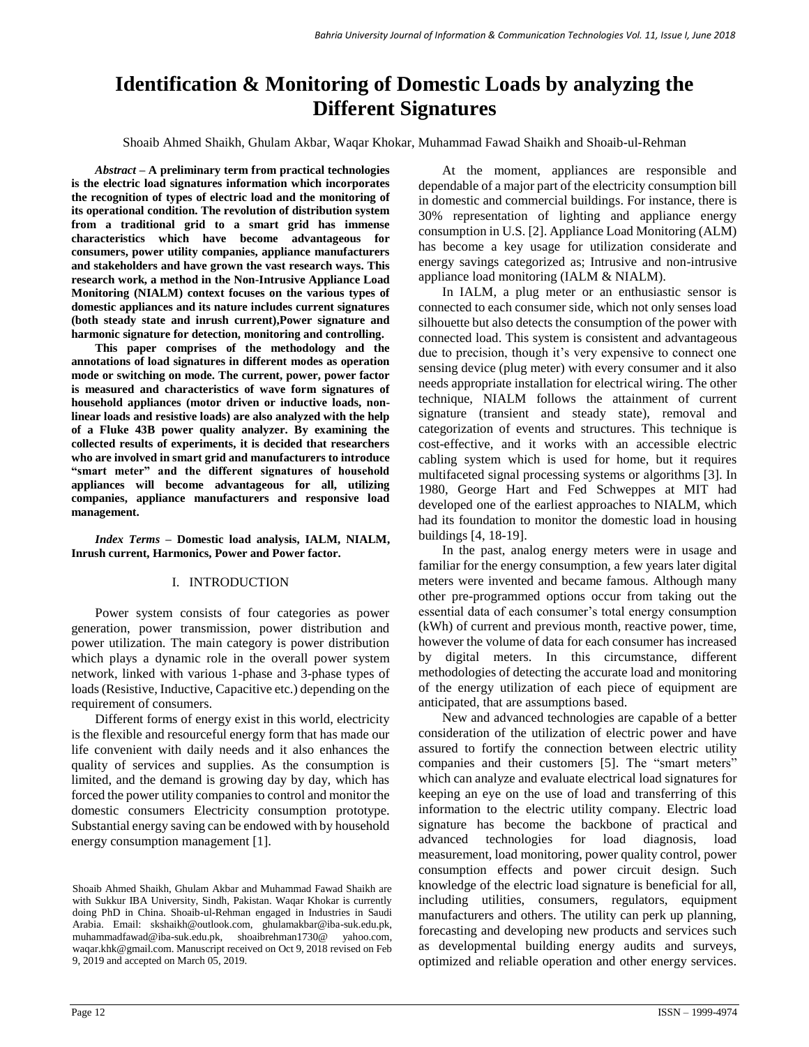# Identification & Monitoring of Domestic Loads by analyzing the Different Signatures

Shoaib Ahmed Shaikh, Ghulam Akbar, Waqar Khokar, Muhammad Fawad Shaikh and Shoaib-ul-Rehman

***Abstract* – A preliminary term from practical technologies is the electric load signatures information which incorporates the recognition of types of electric load and the monitoring of its operational condition. The revolution of distribution system from a traditional grid to a smart grid has immense characteristics which have become advantageous for consumers, power utility companies, appliance manufacturers and stakeholders and have grown the vast research ways. This research work, a method in the Non-Intrusive Appliance Load Monitoring (NIALM) context focuses on the various types of domestic appliances and its nature includes current signatures (both steady state and inrush current),Power signature and harmonic signature for detection, monitoring and controlling.**

**This paper comprises of the methodology and the annotations of load signatures in different modes as operation mode or switching on mode. The current, power, power factor is measured and characteristics of wave form signatures of household appliances (motor driven or inductive loads, non-linear loads and resistive loads) are also analyzed with the help of a Fluke 43B power quality analyzer. By examining the collected results of experiments, it is decided that researchers who are involved in smart grid and manufacturers to introduce "smart meter" and the different signatures of household appliances will become advantageous for all, utilizing companies, appliance manufacturers and responsive load management.**

***Index Terms* – Domestic load analysis, IALM, NIALM, Inrush current, Harmonics, Power and Power factor.**

## I. INTRODUCTION

Power system consists of four categories as power generation, power transmission, power distribution and power utilization. The main category is power distribution which plays a dynamic role in the overall power system network, linked with various 1-phase and 3-phase types of loads (Resistive, Inductive, Capacitive etc.) depending on the requirement of consumers.

Different forms of energy exist in this world, electricity is the flexible and resourceful energy form that has made our life convenient with daily needs and it also enhances the quality of services and supplies. As the consumption is limited, and the demand is growing day by day, which has forced the power utility companies to control and monitor the domestic consumers Electricity consumption prototype. Substantial energy saving can be endowed with by household energy consumption management [1].

At the moment, appliances are responsible and dependable of a major part of the electricity consumption bill in domestic and commercial buildings. For instance, there is 30% representation of lighting and appliance energy consumption in U.S. [2]. Appliance Load Monitoring (ALM) has become a key usage for utilization considerate and energy savings categorized as; Intrusive and non-intrusive appliance load monitoring (IALM & NIALM).

In IALM, a plug meter or an enthusiastic sensor is connected to each consumer side, which not only senses load silhouette but also detects the consumption of the power with connected load. This system is consistent and advantageous due to precision, though it's very expensive to connect one sensing device (plug meter) with every consumer and it also needs appropriate installation for electrical wiring. The other technique, NIALM follows the attainment of current signature (transient and steady state), removal and categorization of events and structures. This technique is cost-effective, and it works with an accessible electric cabling system which is used for home, but it requires multifaceted signal processing systems or algorithms [3]. In 1980, George Hart and Fed Schweppes at MIT had developed one of the earliest approaches to NIALM, which had its foundation to monitor the domestic load in housing buildings [4, 18-19].

In the past, analog energy meters were in usage and familiar for the energy consumption, a few years later digital meters were invented and became famous. Although many other pre-programmed options occur from taking out the essential data of each consumer's total energy consumption (kWh) of current and previous month, reactive power, time, however the volume of data for each consumer has increased by digital meters. In this circumstance, different methodologies of detecting the accurate load and monitoring of the energy utilization of each piece of equipment are anticipated, that are assumptions based.

New and advanced technologies are capable of a better consideration of the utilization of electric power and have assured to fortify the connection between electric utility companies and their customers [5]. The "smart meters" which can analyze and evaluate electrical load signatures for keeping an eye on the use of load and transferring of this information to the electric utility company. Electric load signature has become the backbone of practical and advanced technologies for load diagnosis, load measurement, load monitoring, power quality control, power consumption effects and power circuit design. Such knowledge of the electric load signature is beneficial for all, including utilities, consumers, regulators, equipment manufacturers and others. The utility can perk up planning, forecasting and developing new products and services such as developmental building energy audits and surveys, optimized and reliable operation and other energy services.

Shoaib Ahmed Shaikh, Ghulam Akbar and Muhammad Fawad Shaikh are with Sukkur IBA University, Sindh, Pakistan. Waqar Khokar is currently doing PhD in China. Shoaib-ul-Rehman engaged in Industries in Saudi Arabia. Email: skshaikh@outlook.com, ghulamakbar@iba-suk.edu.pk, muhammadfawad@iba-suk.edu.pk, shoaibrehman1730@ yahoo.com, waqar.khk@gmail.com. Manuscript received on Oct 9, 2018 revised on Feb 9, 2019 and accepted on March 05, 2019.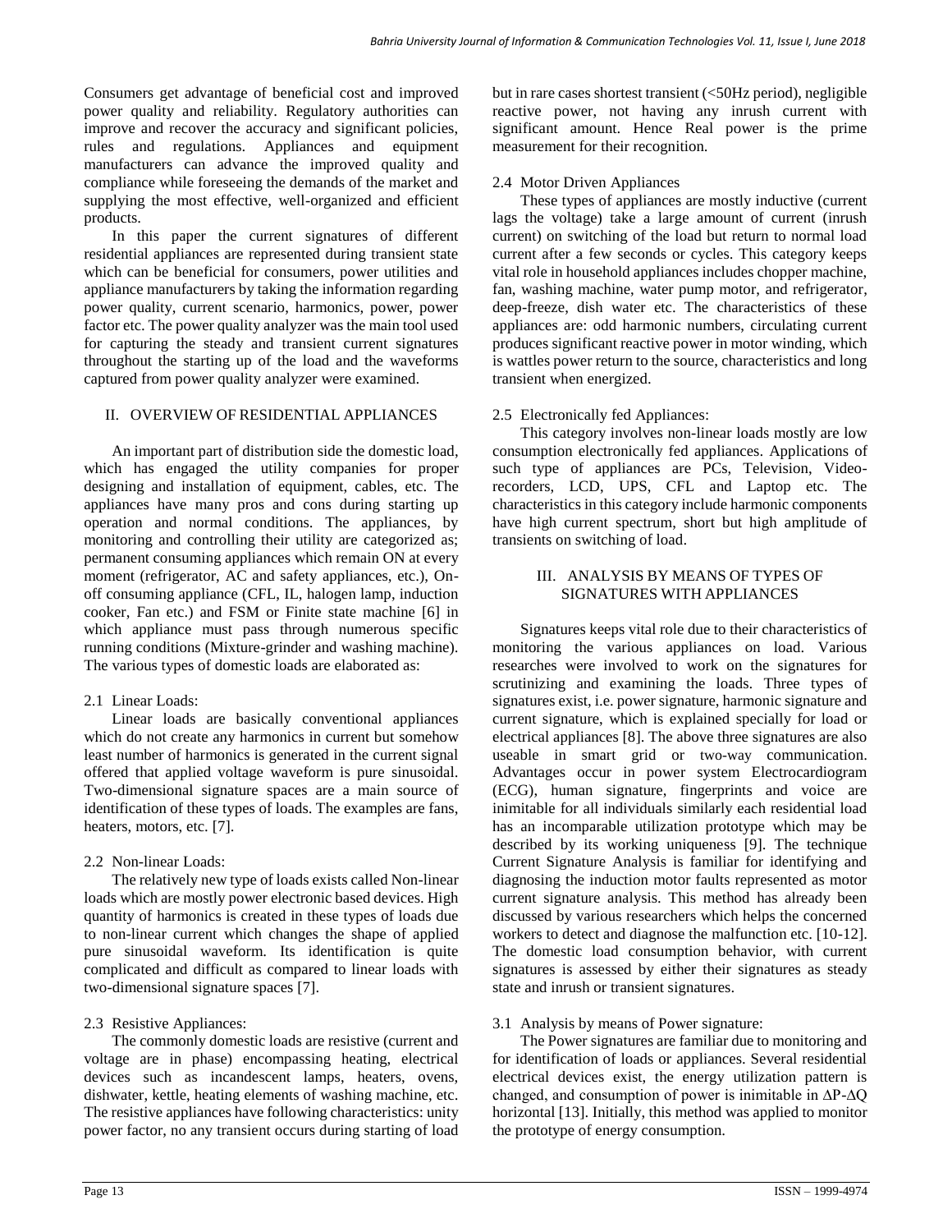Consumers get advantage of beneficial cost and improved power quality and reliability. Regulatory authorities can improve and recover the accuracy and significant policies, rules and regulations. Appliances and equipment manufacturers can advance the improved quality and compliance while foreseeing the demands of the market and supplying the most effective, well-organized and efficient products.

In this paper the current signatures of different residential appliances are represented during transient state which can be beneficial for consumers, power utilities and appliance manufacturers by taking the information regarding power quality, current scenario, harmonics, power, power factor etc. The power quality analyzer was the main tool used for capturing the steady and transient current signatures throughout the starting up of the load and the waveforms captured from power quality analyzer were examined.

## II. OVERVIEW OF RESIDENTIAL APPLIANCES

An important part of distribution side the domestic load, which has engaged the utility companies for proper designing and installation of equipment, cables, etc. The appliances have many pros and cons during starting up operation and normal conditions. The appliances, by monitoring and controlling their utility are categorized as; permanent consuming appliances which remain ON at every moment (refrigerator, AC and safety appliances, etc.), On-off consuming appliance (CFL, IL, halogen lamp, induction cooker, Fan etc.) and FSM or Finite state machine [6] in which appliance must pass through numerous specific running conditions (Mixture-grinder and washing machine). The various types of domestic loads are elaborated as:

### 2.1 Linear Loads:

Linear loads are basically conventional appliances which do not create any harmonics in current but somehow least number of harmonics is generated in the current signal offered that applied voltage waveform is pure sinusoidal. Two-dimensional signature spaces are a main source of identification of these types of loads. The examples are fans, heaters, motors, etc. [7].

### 2.2 Non-linear Loads:

The relatively new type of loads exists called Non-linear loads which are mostly power electronic based devices. High quantity of harmonics is created in these types of loads due to non-linear current which changes the shape of applied pure sinusoidal waveform. Its identification is quite complicated and difficult as compared to linear loads with two-dimensional signature spaces [7].

### 2.3 Resistive Appliances:

The commonly domestic loads are resistive (current and voltage are in phase) encompassing heating, electrical devices such as incandescent lamps, heaters, ovens, dishwater, kettle, heating elements of washing machine, etc. The resistive appliances have following characteristics: unity power factor, no any transient occurs during starting of load but in rare cases shortest transient (<50Hz period), negligible reactive power, not having any inrush current with significant amount. Hence Real power is the prime measurement for their recognition.

### 2.4 Motor Driven Appliances

These types of appliances are mostly inductive (current lags the voltage) take a large amount of current (inrush current) on switching of the load but return to normal load current after a few seconds or cycles. This category keeps vital role in household appliances includes chopper machine, fan, washing machine, water pump motor, and refrigerator, deep-freeze, dish water etc. The characteristics of these appliances are: odd harmonic numbers, circulating current produces significant reactive power in motor winding, which is wattles power return to the source, characteristics and long transient when energized.

### 2.5 Electronically fed Appliances:

This category involves non-linear loads mostly are low consumption electronically fed appliances. Applications of such type of appliances are PCs, Television, Video-recorders, LCD, UPS, CFL and Laptop etc. The characteristics in this category include harmonic components have high current spectrum, short but high amplitude of transients on switching of load.

## III. ANALYSIS BY MEANS OF TYPES OF SIGNATURES WITH APPLIANCES

Signatures keeps vital role due to their characteristics of monitoring the various appliances on load. Various researches were involved to work on the signatures for scrutinizing and examining the loads. Three types of signatures exist, i.e. power signature, harmonic signature and current signature, which is explained specially for load or electrical appliances [8]. The above three signatures are also useable in smart grid or two-way communication. Advantages occur in power system Electrocardiogram (ECG), human signature, fingerprints and voice are inimitable for all individuals similarly each residential load has an incomparable utilization prototype which may be described by its working uniqueness [9]. The technique Current Signature Analysis is familiar for identifying and diagnosing the induction motor faults represented as motor current signature analysis. This method has already been discussed by various researchers which helps the concerned workers to detect and diagnose the malfunction etc. [10-12]. The domestic load consumption behavior, with current signatures is assessed by either their signatures as steady state and inrush or transient signatures.

### 3.1 Analysis by means of Power signature:

The Power signatures are familiar due to monitoring and for identification of loads or appliances. Several residential electrical devices exist, the energy utilization pattern is changed, and consumption of power is inimitable in $\Delta P$-$\Delta Q$ horizontal [13]. Initially, this method was applied to monitor the prototype of energy consumption.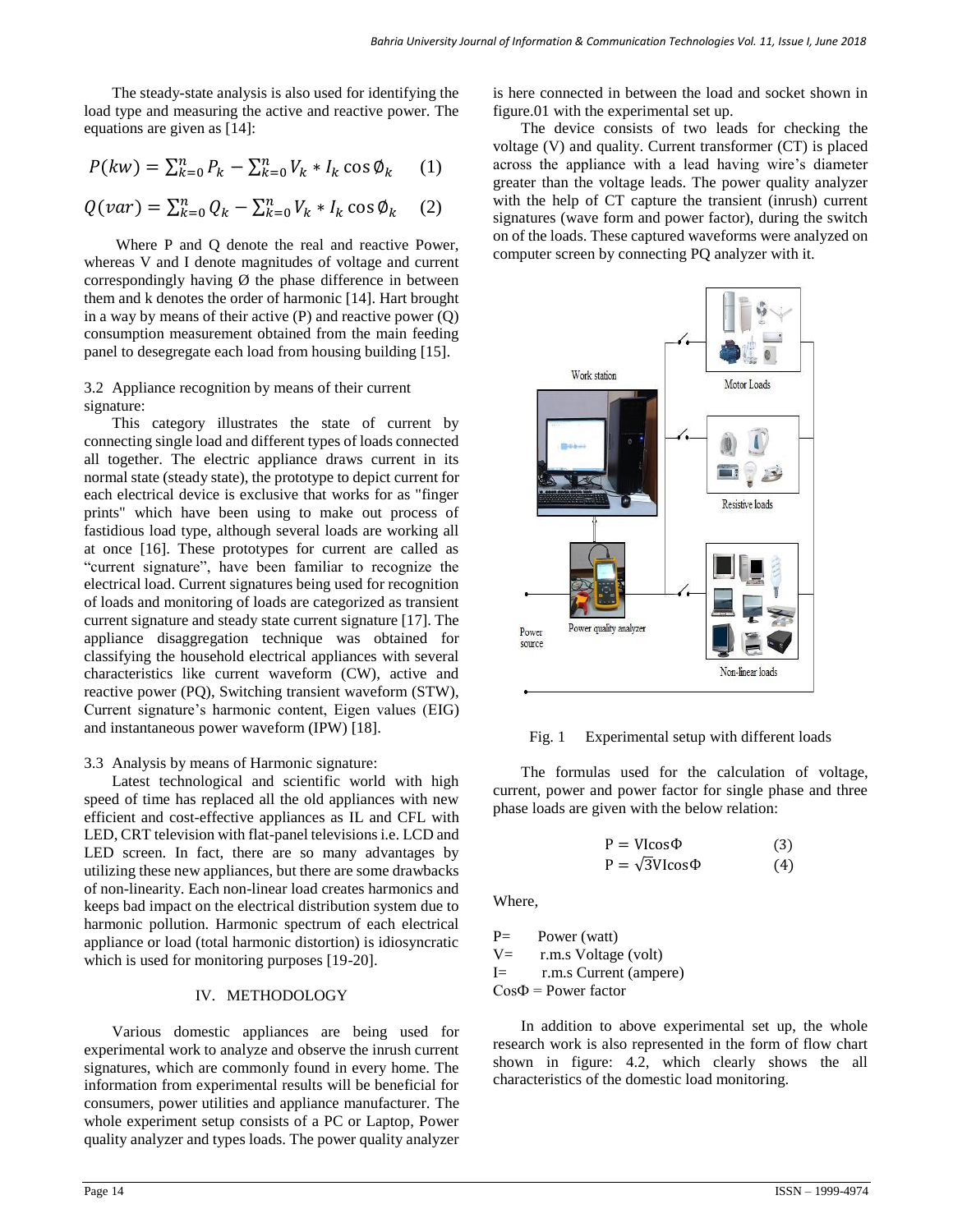The steady-state analysis is also used for identifying the load type and measuring the active and reactive power. The equations are given as [14]:

$$P(kw) = \sum_{k=0}^{n} P_k - \sum_{k=0}^{n} V_k * I_k \cos \emptyset_k \quad (1)$$

$$Q(var) = \sum_{k=0}^{n} Q_k - \sum_{k=0}^{n} V_k * I_k \cos \emptyset_k \quad (2)$$

Where P and Q denote the real and reactive Power, whereas V and I denote magnitudes of voltage and current correspondingly having Ø the phase difference in between them and k denotes the order of harmonic [14]. Hart brought in a way by means of their active (P) and reactive power (Q) consumption measurement obtained from the main feeding panel to desegregate each load from housing building [15].

### 3.2 Appliance recognition by means of their current signature:

This category illustrates the state of current by connecting single load and different types of loads connected all together. The electric appliance draws current in its normal state (steady state), the prototype to depict current for each electrical device is exclusive that works for as "finger prints" which have been using to make out process of fastidious load type, although several loads are working all at once [16]. These prototypes for current are called as "current signature", have been familiar to recognize the electrical load. Current signatures being used for recognition of loads and monitoring of loads are categorized as transient current signature and steady state current signature [17]. The appliance disaggregation technique was obtained for classifying the household electrical appliances with several characteristics like current waveform (CW), active and reactive power (PQ), Switching transient waveform (STW), Current signature's harmonic content, Eigen values (EIG) and instantaneous power waveform (IPW) [18].

### 3.3 Analysis by means of Harmonic signature:

Latest technological and scientific world with high speed of time has replaced all the old appliances with new efficient and cost-effective appliances as IL and CFL with LED, CRT television with flat-panel televisions i.e. LCD and LED screen. In fact, there are so many advantages by utilizing these new appliances, but there are some drawbacks of non-linearity. Each non-linear load creates harmonics and keeps bad impact on the electrical distribution system due to harmonic pollution. Harmonic spectrum of each electrical appliance or load (total harmonic distortion) is idiosyncratic which is used for monitoring purposes [19-20].

## IV. METHODOLOGY

Various domestic appliances are being used for experimental work to analyze and observe the inrush current signatures, which are commonly found in every home. The information from experimental results will be beneficial for consumers, power utilities and appliance manufacturer. The whole experiment setup consists of a PC or Laptop, Power quality analyzer and types loads. The power quality analyzer is here connected in between the load and socket shown in figure.01 with the experimental set up.

The device consists of two leads for checking the voltage (V) and quality. Current transformer (CT) is placed across the appliance with a lead having wire's diameter greater than the voltage leads. The power quality analyzer with the help of CT capture the transient (inrush) current signatures (wave form and power factor), during the switch on of the loads. These captured waveforms were analyzed on computer screen by connecting PQ analyzer with it.

Fig. 1 Experimental setup with different loads

The formulas used for the calculation of voltage, current, power and power factor for single phase and three phase loads are given with the below relation:

$$P = VI\cos\Phi \quad (3)$$

$$P = \sqrt{3}VI\cos\Phi \quad (4)$$

Where,

P= Power (watt)
V= r.m.s Voltage (volt)
I= r.m.s Current (ampere)
CosΦ = Power factor

In addition to above experimental set up, the whole research work is also represented in the form of flow chart shown in figure: 4.2, which clearly shows the all characteristics of the domestic load monitoring.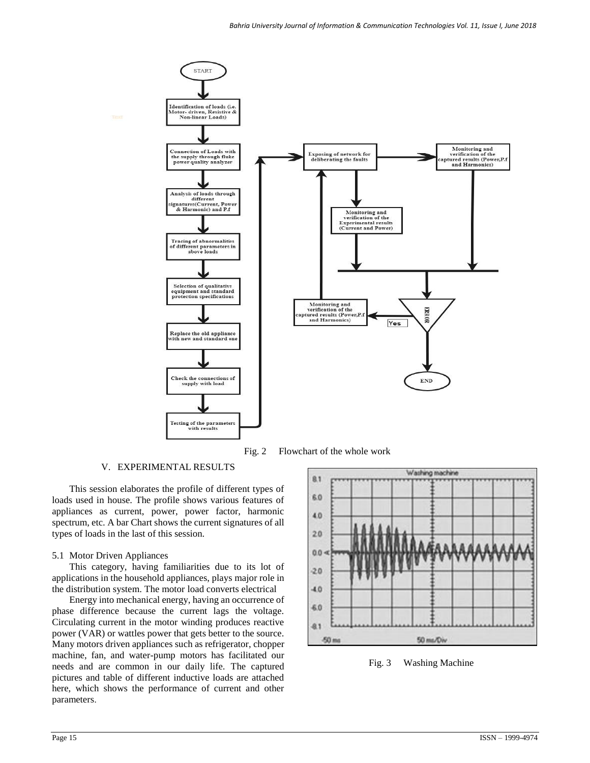Fig. 2 Flowchart of the whole work

## V. EXPERIMENTAL RESULTS

This session elaborates the profile of different types of loads used in house. The profile shows various features of appliances as current, power, power factor, harmonic spectrum, etc. A bar Chart shows the current signatures of all types of loads in the last of this session.

### 5.1 Motor Driven Appliances

This category, having familiarities due to its lot of applications in the household appliances, plays major role in the distribution system. The motor load converts electrical

Energy into mechanical energy, having an occurrence of phase difference because the current lags the voltage. Circulating current in the motor winding produces reactive power (VAR) or wattles power that gets better to the source. Many motors driven appliances such as refrigerator, chopper machine, fan, and water-pump motors has facilitated our needs and are common in our daily life. The captured pictures and table of different inductive loads are attached here, which shows the performance of current and other parameters.

Fig. 3 Washing Machine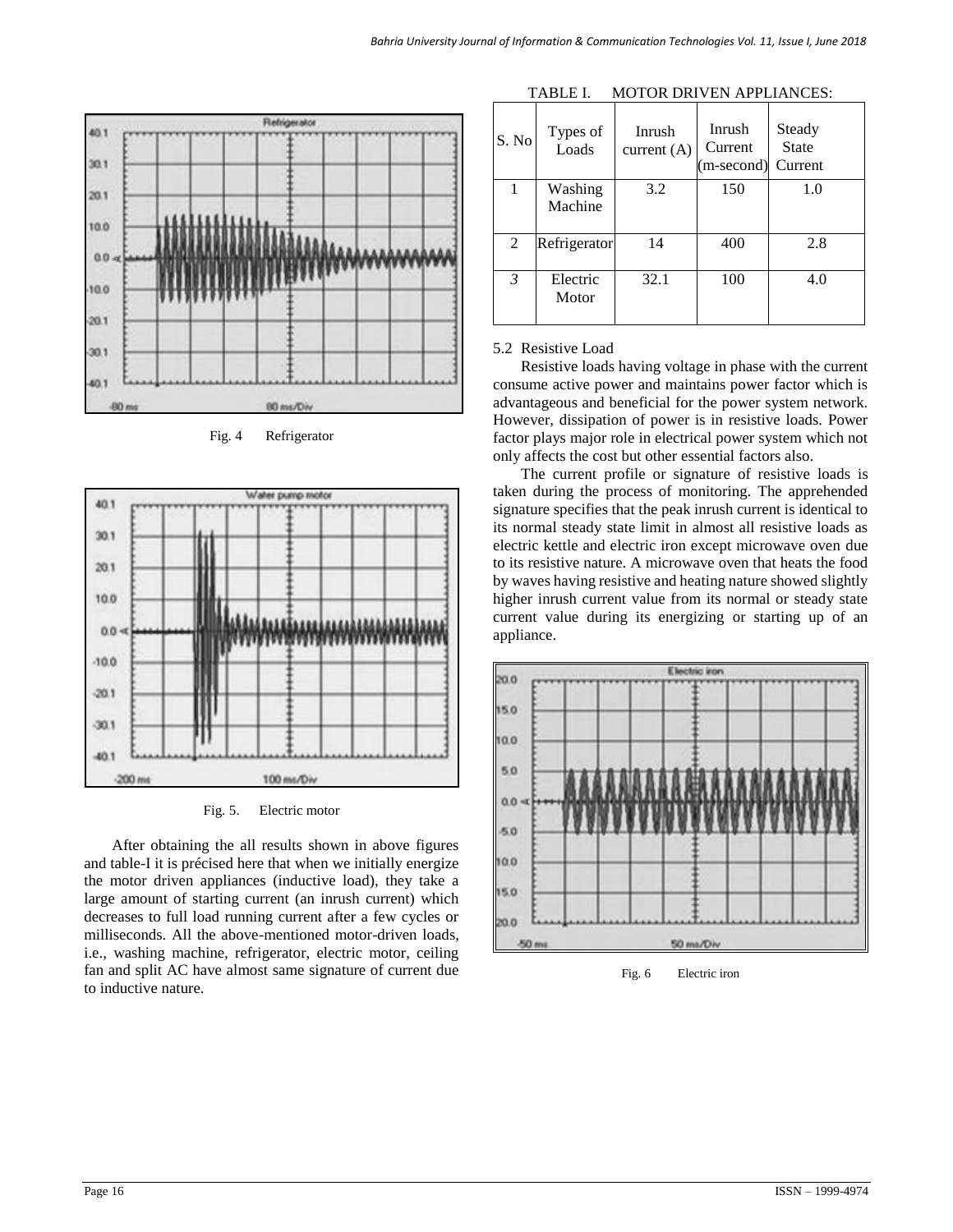Fig. 4 Refrigerator

Fig. 5. Electric motor

After obtaining the all results shown in above figures and table-I it is précised here that when we initially energize the motor driven appliances (inductive load), they take a large amount of starting current (an inrush current) which decreases to full load running current after a few cycles or milliseconds. All the above-mentioned motor-driven loads, i.e., washing machine, refrigerator, electric motor, ceiling fan and split AC have almost same signature of current due to inductive nature.

TABLE I. MOTOR DRIVEN APPLIANCES:

| S. No | Types of Loads | Inrush current (A) | Inrush Current (m-second) | Steady State Current |
|---|---|---|---|---|
| 1 | Washing Machine | 3.2 | 150 | 1.0 |
| 2 | Refrigerator | 14 | 400 | 2.8 |
| 3 | Electric Motor | 32.1 | 100 | 4.0 |

### 5.2 Resistive Load

Resistive loads having voltage in phase with the current consume active power and maintains power factor which is advantageous and beneficial for the power system network. However, dissipation of power is in resistive loads. Power factor plays major role in electrical power system which not only affects the cost but other essential factors also.

The current profile or signature of resistive loads is taken during the process of monitoring. The apprehended signature specifies that the peak inrush current is identical to its normal steady state limit in almost all resistive loads as electric kettle and electric iron except microwave oven due to its resistive nature. A microwave oven that heats the food by waves having resistive and heating nature showed slightly higher inrush current value from its normal or steady state current value during its energizing or starting up of an appliance.

Fig. 6 Electric iron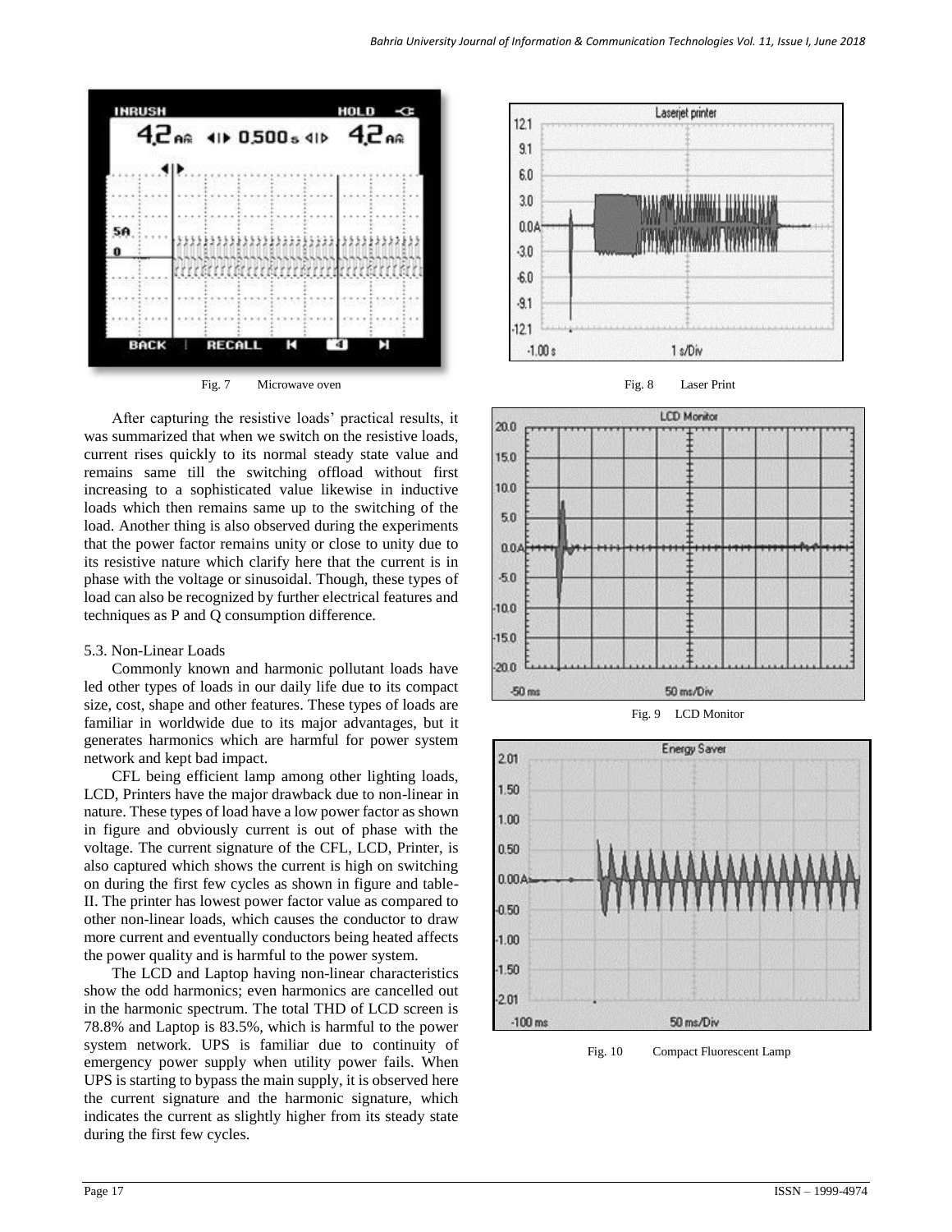Fig. 7 Microwave oven

Fig. 8 Laser Print

After capturing the resistive loads' practical results, it was summarized that when we switch on the resistive loads, current rises quickly to its normal steady state value and remains same till the switching offload without first increasing to a sophisticated value likewise in inductive loads which then remains same up to the switching of the load. Another thing is also observed during the experiments that the power factor remains unity or close to unity due to its resistive nature which clarify here that the current is in phase with the voltage or sinusoidal. Though, these types of load can also be recognized by further electrical features and techniques as P and Q consumption difference.

5.3. Non-Linear Loads

Commonly known and harmonic pollutant loads have led other types of loads in our daily life due to its compact size, cost, shape and other features. These types of loads are familiar in worldwide due to its major advantages, but it generates harmonics which are harmful for power system network and kept bad impact.

CFL being efficient lamp among other lighting loads, LCD, Printers have the major drawback due to non-linear in nature. These types of load have a low power factor as shown in figure and obviously current is out of phase with the voltage. The current signature of the CFL, LCD, Printer, is also captured which shows the current is high on switching on during the first few cycles as shown in figure and table-II. The printer has lowest power factor value as compared to other non-linear loads, which causes the conductor to draw more current and eventually conductors being heated affects the power quality and is harmful to the power system.

The LCD and Laptop having non-linear characteristics show the odd harmonics; even harmonics are cancelled out in the harmonic spectrum. The total THD of LCD screen is 78.8% and Laptop is 83.5%, which is harmful to the power system network. UPS is familiar due to continuity of emergency power supply when utility power fails. When UPS is starting to bypass the main supply, it is observed here the current signature and the harmonic signature, which indicates the current as slightly higher from its steady state during the first few cycles.

Fig. 9 LCD Monitor

Fig. 10 Compact Fluorescent Lamp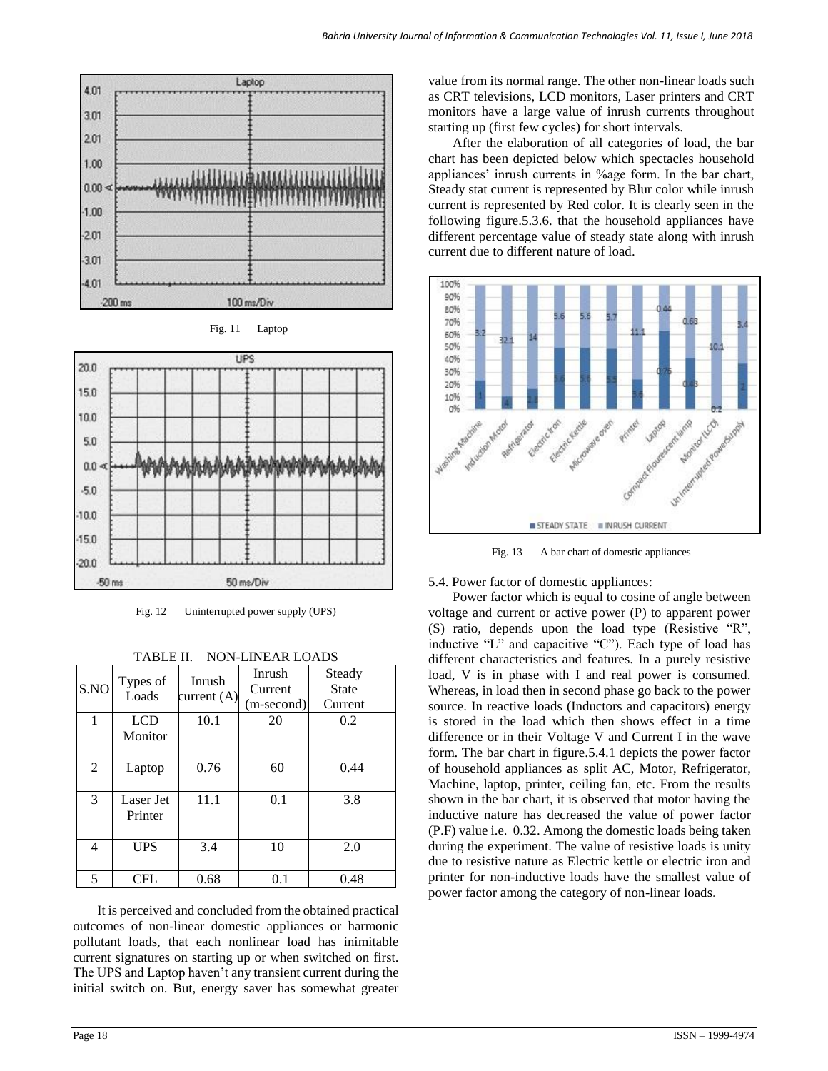Fig. 11 Laptop

Fig. 12 Uninterrupted power supply (UPS)

TABLE II. NON-LINEAR LOADS

| S.NO | Types of Loads | Inrush current (A) | Inrush Current (m-second) | Steady State Current |
|---|---|---|---|---|
| 1 | LCD Monitor | 10.1 | 20 | 0.2 |
| 2 | Laptop | 0.76 | 60 | 0.44 |
| 3 | Laser Jet Printer | 11.1 | 0.1 | 3.8 |
| 4 | UPS | 3.4 | 10 | 2.0 |
| 5 | CFL | 0.68 | 0.1 | 0.48 |

It is perceived and concluded from the obtained practical outcomes of non-linear domestic appliances or harmonic pollutant loads, that each nonlinear load has inimitable current signatures on starting up or when switched on first. The UPS and Laptop haven't any transient current during the initial switch on. But, energy saver has somewhat greater value from its normal range. The other non-linear loads such as CRT televisions, LCD monitors, Laser printers and CRT monitors have a large value of inrush currents throughout starting up (first few cycles) for short intervals.

After the elaboration of all categories of load, the bar chart has been depicted below which spectacles household appliances' inrush currents in %age form. In the bar chart, Steady stat current is represented by Blur color while inrush current is represented by Red color. It is clearly seen in the following figure.5.3.6. that the household appliances have different percentage value of steady state along with inrush current due to different nature of load.

Fig. 13 A bar chart of domestic appliances

5.4. Power factor of domestic appliances:

Power factor which is equal to cosine of angle between voltage and current or active power (P) to apparent power (S) ratio, depends upon the load type (Resistive "R", inductive "L" and capacitive "C"). Each type of load has different characteristics and features. In a purely resistive load, V is in phase with I and real power is consumed. Whereas, in load then in second phase go back to the power source. In reactive loads (Inductors and capacitors) energy is stored in the load which then shows effect in a time difference or in their Voltage V and Current I in the wave form. The bar chart in figure.5.4.1 depicts the power factor of household appliances as split AC, Motor, Refrigerator, Machine, laptop, printer, ceiling fan, etc. From the results shown in the bar chart, it is observed that motor having the inductive nature has decreased the value of power factor (P.F) value i.e. 0.32. Among the domestic loads being taken during the experiment. The value of resistive loads is unity due to resistive nature as Electric kettle or electric iron and printer for non-inductive loads have the smallest value of power factor among the category of non-linear loads.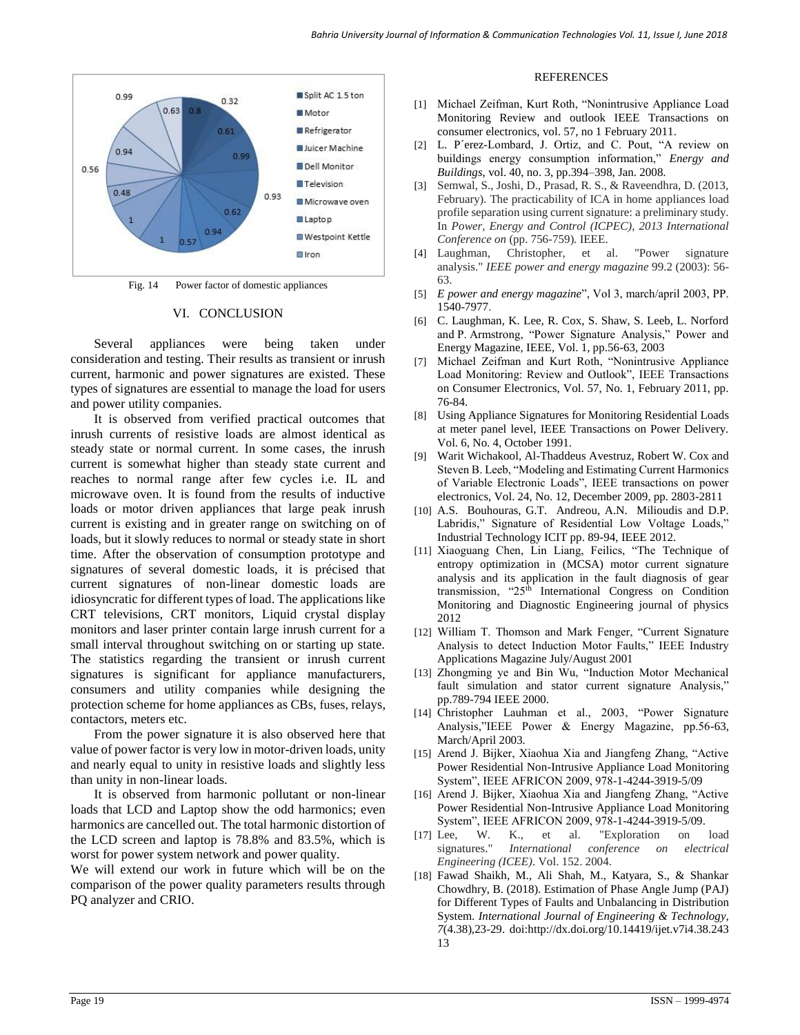Fig. 14 Power factor of domestic appliances

## VI. CONCLUSION

Several appliances were being taken under consideration and testing. Their results as transient or inrush current, harmonic and power signatures are existed. These types of signatures are essential to manage the load for users and power utility companies.

It is observed from verified practical outcomes that inrush currents of resistive loads are almost identical as steady state or normal current. In some cases, the inrush current is somewhat higher than steady state current and reaches to normal range after few cycles i.e. IL and microwave oven. It is found from the results of inductive loads or motor driven appliances that large peak inrush current is existing and in greater range on switching on of loads, but it slowly reduces to normal or steady state in short time. After the observation of consumption prototype and signatures of several domestic loads, it is précised that current signatures of non-linear domestic loads are idiosyncratic for different types of load. The applications like CRT televisions, CRT monitors, Liquid crystal display monitors and laser printer contain large inrush current for a small interval throughout switching on or starting up state. The statistics regarding the transient or inrush current signatures is significant for appliance manufacturers, consumers and utility companies while designing the protection scheme for home appliances as CBs, fuses, relays, contactors, meters etc.

From the power signature it is also observed here that value of power factor is very low in motor-driven loads, unity and nearly equal to unity in resistive loads and slightly less than unity in non-linear loads.

It is observed from harmonic pollutant or non-linear loads that LCD and Laptop show the odd harmonics; even harmonics are cancelled out. The total harmonic distortion of the LCD screen and laptop is 78.8% and 83.5%, which is worst for power system network and power quality.

We will extend our work in future which will be on the comparison of the power quality parameters results through PQ analyzer and CRIO.

## REFERENCES

[1] Michael Zeifman, Kurt Roth, "Nonintrusive Appliance Load Monitoring Review and outlook IEEE Transactions on consumer electronics, vol. 57, no 1 February 2011.

[2] L. P´erez-Lombard, J. Ortiz, and C. Pout, "A review on buildings energy consumption information," *Energy and Buildings*, vol. 40, no. 3, pp.394–398, Jan. 2008.

[3] Semwal, S., Joshi, D., Prasad, R. S., & Raveendhra, D. (2013, February). The practicability of ICA in home appliances load profile separation using current signature: a preliminary study. In *Power, Energy and Control (ICPEC), 2013 International Conference on* (pp. 756-759). IEEE.

[4] Laughman, Christopher, et al. "Power signature analysis." *IEEE power and energy magazine* 99.2 (2003): 56-63.

[5] *E power and energy magazine*", Vol 3, march/april 2003, PP. 1540-7977.

[6] C. Laughman, K. Lee, R. Cox, S. Shaw, S. Leeb, L. Norford and P. Armstrong, "Power Signature Analysis," Power and Energy Magazine, IEEE, Vol. 1, pp.56-63, 2003

[7] Michael Zeifman and Kurt Roth, "Nonintrusive Appliance Load Monitoring: Review and Outlook", IEEE Transactions on Consumer Electronics, Vol. 57, No. 1, February 2011, pp. 76-84.

[8] Using Appliance Signatures for Monitoring Residential Loads at meter panel level, IEEE Transactions on Power Delivery. Vol. 6, No. 4, October 1991.

[9] Warit Wichakool, Al-Thaddeus Avestruz, Robert W. Cox and Steven B. Leeb, "Modeling and Estimating Current Harmonics of Variable Electronic Loads", IEEE transactions on power electronics, Vol. 24, No. 12, December 2009, pp. 2803-2811

[10] A.S. Bouhouras, G.T. Andreou, A.N. Milioudis and D.P. Labridis," Signature of Residential Low Voltage Loads," Industrial Technology ICIT pp. 89-94, IEEE 2012.

[11] Xiaoguang Chen, Lin Liang, Feilics, "The Technique of entropy optimization in (MCSA) motor current signature analysis and its application in the fault diagnosis of gear transmission, "25th International Congress on Condition Monitoring and Diagnostic Engineering journal of physics 2012

[12] William T. Thomson and Mark Fenger, "Current Signature Analysis to detect Induction Motor Faults," IEEE Industry Applications Magazine July/August 2001

[13] Zhongming ye and Bin Wu, "Induction Motor Mechanical fault simulation and stator current signature Analysis," pp.789-794 IEEE 2000.

[14] Christopher Lauhman et al., 2003, "Power Signature Analysis,"IEEE Power & Energy Magazine, pp.56-63, March/April 2003.

[15] Arend J. Bijker, Xiaohua Xia and Jiangfeng Zhang, "Active Power Residential Non-Intrusive Appliance Load Monitoring System", IEEE AFRICON 2009, 978-1-4244-3919-5/09

[16] Arend J. Bijker, Xiaohua Xia and Jiangfeng Zhang, "Active Power Residential Non-Intrusive Appliance Load Monitoring System", IEEE AFRICON 2009, 978-1-4244-3919-5/09.

[17] Lee, W. K., et al. "Exploration on load signatures." *International conference on electrical Engineering (ICEE)*. Vol. 152. 2004.

[18] Fawad Shaikh, M., Ali Shah, M., Katyara, S., & Shankar Chowdhry, B. (2018). Estimation of Phase Angle Jump (PAJ) for Different Types of Faults and Unbalancing in Distribution System. *International Journal of Engineering & Technology, 7*(4.38),23-29. doi:http://dx.doi.org/10.14419/ijet.v7i4.38.24313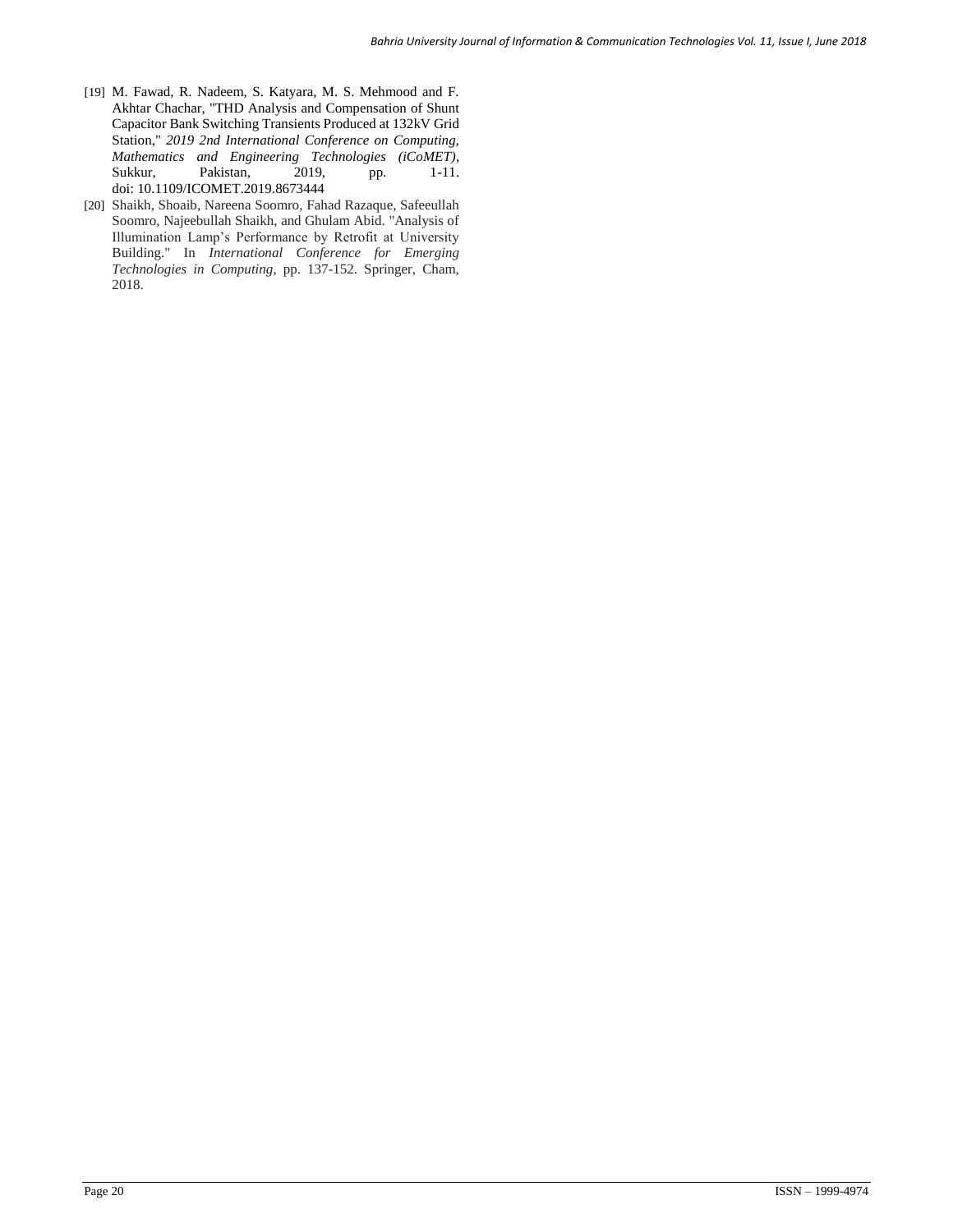[19] M. Fawad, R. Nadeem, S. Katyara, M. S. Mehmood and F. Akhtar Chachar, "THD Analysis and Compensation of Shunt Capacitor Bank Switching Transients Produced at 132kV Grid Station," *2019 2nd International Conference on Computing, Mathematics and Engineering Technologies (iCoMET)*, Sukkur, Pakistan, 2019, pp. 1-11. doi: 10.1109/ICOMET.2019.8673444

[20] Shaikh, Shoaib, Nareena Soomro, Fahad Razaque, Safeeullah Soomro, Najeebullah Shaikh, and Ghulam Abid. "Analysis of Illumination Lamp's Performance by Retrofit at University Building." In *International Conference for Emerging Technologies in Computing*, pp. 137-152. Springer, Cham, 2018.